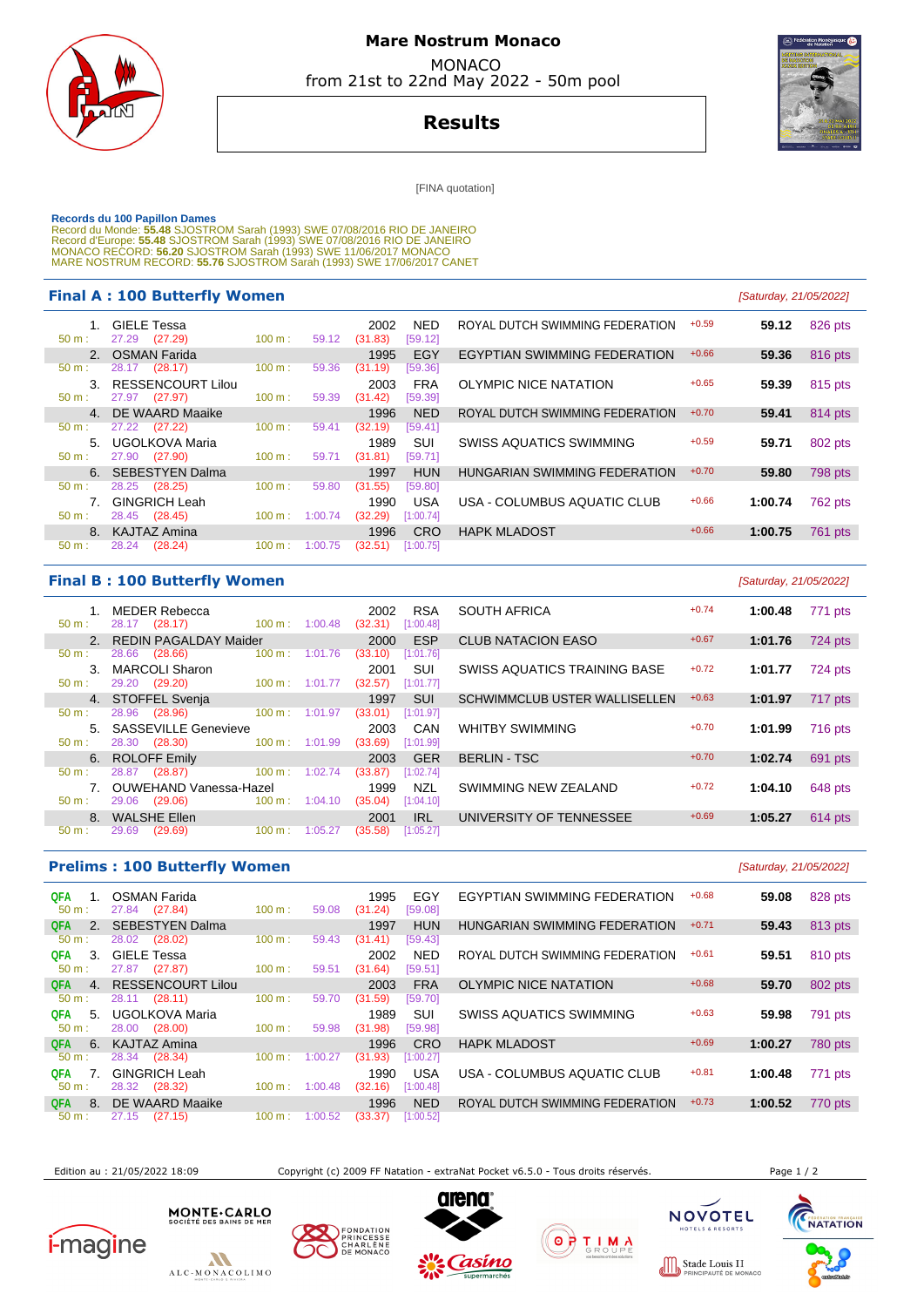# Mare Nostrum Monaco

MONACO
from 21st to 22nd May 2022 - 50m pool

## Results

[FINA quotation]

**Records du 100 Papillon Dames**
Record du Monde: **55.48** SJOSTROM Sarah (1993) SWE 07/08/2016 RIO DE JANEIRO
Record d'Europe: **55.48** SJOSTROM Sarah (1993) SWE 07/08/2016 RIO DE JANEIRO
MONACO RECORD: **56.20** SJOSTROM Sarah (1993) SWE 11/06/2017 MONACO
MARE NOSTRUM RECORD: **55.76** SJOSTROM Sarah (1993) SWE 17/06/2017 CANET

### Final A : 100 Butterfly Women

*[Saturday, 21/05/2022]*

| Rank | Name | 50 m | 100 m | YoB | Nat | Club | RT | Time | Points |
|---|---|---|---|---|---|---|---|---|---|
| 1. | GIELE Tessa | 27.29 (27.29) | 59.12 (31.83) [59.12] | 2002 | NED | ROYAL DUTCH SWIMMING FEDERATION | +0.59 | 59.12 | 826 pts |
| 2. | OSMAN Farida | 28.17 (28.17) | 59.36 (31.19) [59.36] | 1995 | EGY | EGYPTIAN SWIMMING FEDERATION | +0.66 | 59.36 | 816 pts |
| 3. | RESSENCOURT Lilou | 27.97 (27.97) | 59.39 (31.42) [59.39] | 2003 | FRA | OLYMPIC NICE NATATION | +0.65 | 59.39 | 815 pts |
| 4. | DE WAARD Maaike | 27.22 (27.22) | 59.41 (32.19) [59.41] | 1996 | NED | ROYAL DUTCH SWIMMING FEDERATION | +0.70 | 59.41 | 814 pts |
| 5. | UGOLKOVA Maria | 27.90 (27.90) | 59.71 (31.81) [59.71] | 1989 | SUI | SWISS AQUATICS SWIMMING | +0.59 | 59.71 | 802 pts |
| 6. | SEBESTYEN Dalma | 28.25 (28.25) | 59.80 (31.55) [59.80] | 1997 | HUN | HUNGARIAN SWIMMING FEDERATION | +0.70 | 59.80 | 798 pts |
| 7. | GINGRICH Leah | 28.45 (28.45) | 1:00.74 (32.29) [1:00.74] | 1990 | USA | USA - COLUMBUS AQUATIC CLUB | +0.66 | 1:00.74 | 762 pts |
| 8. | KAJTAZ Amina | 28.24 (28.24) | 1:00.75 (32.51) [1:00.75] | 1996 | CRO | HAPK MLADOST | +0.66 | 1:00.75 | 761 pts |

### Final B : 100 Butterfly Women

*[Saturday, 21/05/2022]*

| Rank | Name | 50 m | 100 m | YoB | Nat | Club | RT | Time | Points |
|---|---|---|---|---|---|---|---|---|---|
| 1. | MEDER Rebecca | 28.17 (28.17) | 1:00.48 (32.31) [1:00.48] | 2002 | RSA | SOUTH AFRICA | +0.74 | 1:00.48 | 771 pts |
| 2. | REDIN PAGALDAY Maider | 28.66 (28.66) | 1:01.76 (33.10) [1:01.76] | 2000 | ESP | CLUB NATACION EASO | +0.67 | 1:01.76 | 724 pts |
| 3. | MARCOLI Sharon | 29.20 (29.20) | 1:01.77 (32.57) [1:01.77] | 2001 | SUI | SWISS AQUATICS TRAINING BASE | +0.72 | 1:01.77 | 724 pts |
| 4. | STOFFEL Svenja | 28.96 (28.96) | 1:01.97 (33.01) [1:01.97] | 1997 | SUI | SCHWIMMCLUB USTER WALLISELLEN | +0.63 | 1:01.97 | 717 pts |
| 5. | SASSEVILLE Genevieve | 28.30 (28.30) | 1:01.99 (33.69) [1:01.99] | 2003 | CAN | WHITBY SWIMMING | +0.70 | 1:01.99 | 716 pts |
| 6. | ROLOFF Emily | 28.87 (28.87) | 1:02.74 (33.87) [1:02.74] | 2003 | GER | BERLIN - TSC | +0.70 | 1:02.74 | 691 pts |
| 7. | OUWEHAND Vanessa-Hazel | 29.06 (29.06) | 1:04.10 (35.04) [1:04.10] | 1999 | NZL | SWIMMING NEW ZEALAND | +0.72 | 1:04.10 | 648 pts |
| 8. | WALSHE Ellen | 29.69 (29.69) | 1:05.27 (35.58) [1:05.27] | 2001 | IRL | UNIVERSITY OF TENNESSEE | +0.69 | 1:05.27 | 614 pts |

### Prelims : 100 Butterfly Women

*[Saturday, 21/05/2022]*

| Q | Rank | Name | 50 m | 100 m | YoB | Nat | Club | RT | Time | Points |
|---|---|---|---|---|---|---|---|---|---|---|
| QFA | 1. | OSMAN Farida | 27.84 (27.84) | 59.08 (31.24) [59.08] | 1995 | EGY | EGYPTIAN SWIMMING FEDERATION | +0.68 | 59.08 | 828 pts |
| QFA | 2. | SEBESTYEN Dalma | 28.02 (28.02) | 59.43 (31.41) [59.43] | 1997 | HUN | HUNGARIAN SWIMMING FEDERATION | +0.71 | 59.43 | 813 pts |
| QFA | 3. | GIELE Tessa | 27.87 (27.87) | 59.51 (31.64) [59.51] | 2002 | NED | ROYAL DUTCH SWIMMING FEDERATION | +0.61 | 59.51 | 810 pts |
| QFA | 4. | RESSENCOURT Lilou | 28.11 (28.11) | 59.70 (31.59) [59.70] | 2003 | FRA | OLYMPIC NICE NATATION | +0.68 | 59.70 | 802 pts |
| QFA | 5. | UGOLKOVA Maria | 28.00 (28.00) | 59.98 (31.98) [59.98] | 1989 | SUI | SWISS AQUATICS SWIMMING | +0.63 | 59.98 | 791 pts |
| QFA | 6. | KAJTAZ Amina | 28.34 (28.34) | 1:00.27 (31.93) [1:00.27] | 1996 | CRO | HAPK MLADOST | +0.69 | 1:00.27 | 780 pts |
| QFA | 7. | GINGRICH Leah | 28.32 (28.32) | 1:00.48 (32.16) [1:00.48] | 1990 | USA | USA - COLUMBUS AQUATIC CLUB | +0.81 | 1:00.48 | 771 pts |
| QFA | 8. | DE WAARD Maaike | 27.15 (27.15) | 1:00.52 (33.37) [1:00.52] | 1996 | NED | ROYAL DUTCH SWIMMING FEDERATION | +0.73 | 1:00.52 | 770 pts |

Edition au : 21/05/2022 18:09 — Copyright (c) 2009 FF Natation - extraNat Pocket v6.5.0 - Tous droits réservés.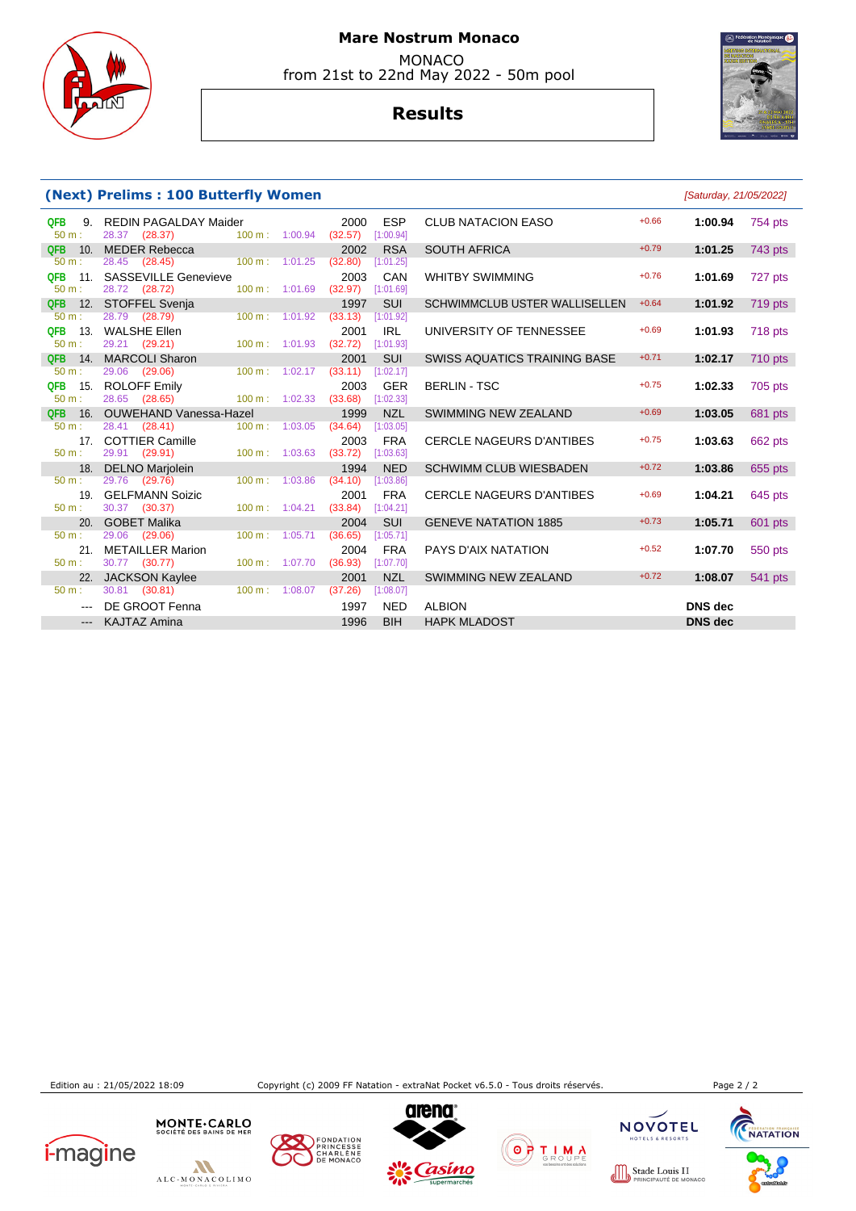## Mare Nostrum Monaco

MONACO
from 21st to 22nd May 2022 - 50m pool

## Results

### (Next) Prelims : 100 Butterfly Women

*[Saturday, 21/05/2022]*

| | Rank | Name / Splits | | | Year | Nat | Club | RT | Time | Points |
|---|---|---|---|---|---|---|---|---|---|---|
| QFB | 9. | REDIN PAGALDAY Maider | | | 2000 | ESP | CLUB NATACION EASO | +0.66 | 1:00.94 | 754 pts |
| 50 m : | | 28.37 (28.37) | 100 m : | 1:00.94 | (32.57) | [1:00.94] | | | | |
| QFB | 10. | MEDER Rebecca | | | 2002 | RSA | SOUTH AFRICA | +0.79 | 1:01.25 | 743 pts |
| 50 m : | | 28.45 (28.45) | 100 m : | 1:01.25 | (32.80) | [1:01.25] | | | | |
| QFB | 11. | SASSEVILLE Genevieve | | | 2003 | CAN | WHITBY SWIMMING | +0.76 | 1:01.69 | 727 pts |
| 50 m : | | 28.72 (28.72) | 100 m : | 1:01.69 | (32.97) | [1:01.69] | | | | |
| QFB | 12. | STOFFEL Svenja | | | 1997 | SUI | SCHWIMMCLUB USTER WALLISELLEN | +0.64 | 1:01.92 | 719 pts |
| 50 m : | | 28.79 (28.79) | 100 m : | 1:01.92 | (33.13) | [1:01.92] | | | | |
| QFB | 13. | WALSHE Ellen | | | 2001 | IRL | UNIVERSITY OF TENNESSEE | +0.69 | 1:01.93 | 718 pts |
| 50 m : | | 29.21 (29.21) | 100 m : | 1:01.93 | (32.72) | [1:01.93] | | | | |
| QFB | 14. | MARCOLI Sharon | | | 2001 | SUI | SWISS AQUATICS TRAINING BASE | +0.71 | 1:02.17 | 710 pts |
| 50 m : | | 29.06 (29.06) | 100 m : | 1:02.17 | (33.11) | [1:02.17] | | | | |
| QFB | 15. | ROLOFF Emily | | | 2003 | GER | BERLIN - TSC | +0.75 | 1:02.33 | 705 pts |
| 50 m : | | 28.65 (28.65) | 100 m : | 1:02.33 | (33.68) | [1:02.33] | | | | |
| QFB | 16. | OUWEHAND Vanessa-Hazel | | | 1999 | NZL | SWIMMING NEW ZEALAND | +0.69 | 1:03.05 | 681 pts |
| 50 m : | | 28.41 (28.41) | 100 m : | 1:03.05 | (34.64) | [1:03.05] | | | | |
| | 17. | COTTIER Camille | | | 2003 | FRA | CERCLE NAGEURS D'ANTIBES | +0.75 | 1:03.63 | 662 pts |
| 50 m : | | 29.91 (29.91) | 100 m : | 1:03.63 | (33.72) | [1:03.63] | | | | |
| | 18. | DELNO Marjolein | | | 1994 | NED | SCHWIMM CLUB WIESBADEN | +0.72 | 1:03.86 | 655 pts |
| 50 m : | | 29.76 (29.76) | 100 m : | 1:03.86 | (34.10) | [1:03.86] | | | | |
| | 19. | GELFMANN Soizic | | | 2001 | FRA | CERCLE NAGEURS D'ANTIBES | +0.69 | 1:04.21 | 645 pts |
| 50 m : | | 30.37 (30.37) | 100 m : | 1:04.21 | (33.84) | [1:04.21] | | | | |
| | 20. | GOBET Malika | | | 2004 | SUI | GENEVE NATATION 1885 | +0.73 | 1:05.71 | 601 pts |
| 50 m : | | 29.06 (29.06) | 100 m : | 1:05.71 | (36.65) | [1:05.71] | | | | |
| | 21. | METAILLER Marion | | | 2004 | FRA | PAYS D'AIX NATATION | +0.52 | 1:07.70 | 550 pts |
| 50 m : | | 30.77 (30.77) | 100 m : | 1:07.70 | (36.93) | [1:07.70] | | | | |
| | 22. | JACKSON Kaylee | | | 2001 | NZL | SWIMMING NEW ZEALAND | +0.72 | 1:08.07 | 541 pts |
| 50 m : | | 30.81 (30.81) | 100 m : | 1:08.07 | (37.26) | [1:08.07] | | | | |
| | --- | DE GROOT Fenna | | | 1997 | NED | ALBION | | DNS dec | |
| | --- | KAJTAZ Amina | | | 1996 | BIH | HAPK MLADOST | | DNS dec | |

Edition au : 21/05/2022 18:09 Copyright (c) 2009 FF Natation - extraNat Pocket v6.5.0 - Tous droits réservés.